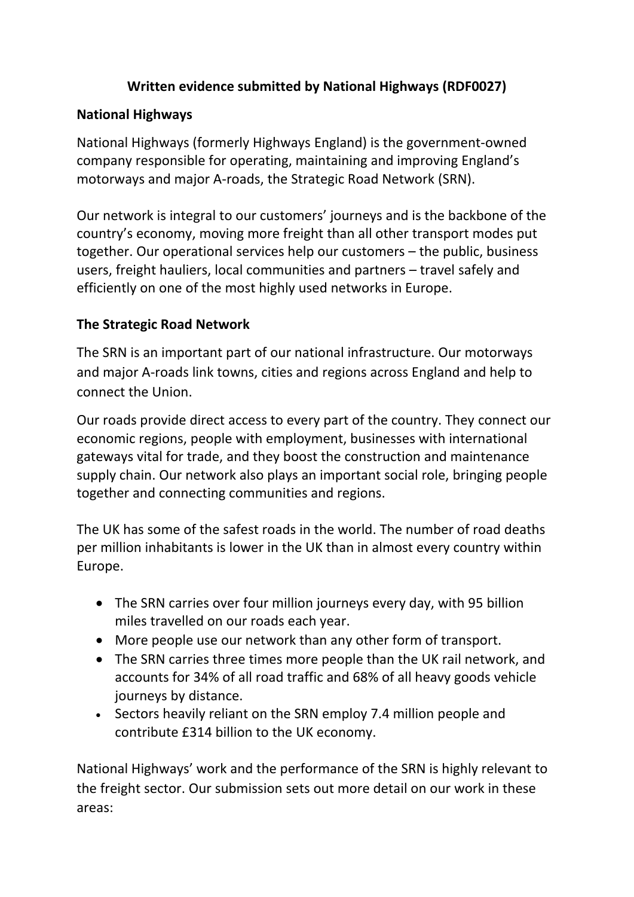**Written evidence submitted by National Highways (RDF0027)**

**National Highways**

National Highways (formerly Highways England) is the government-owned company responsible for operating, maintaining and improving England's motorways and major A-roads, the Strategic Road Network (SRN).

Our network is integral to our customers' journeys and is the backbone of the country's economy, moving more freight than all other transport modes put together. Our operational services help our customers – the public, business users, freight hauliers, local communities and partners – travel safely and efficiently on one of the most highly used networks in Europe.

**The Strategic Road Network**

The SRN is an important part of our national infrastructure. Our motorways and major A-roads link towns, cities and regions across England and help to connect the Union.

Our roads provide direct access to every part of the country. They connect our economic regions, people with employment, businesses with international gateways vital for trade, and they boost the construction and maintenance supply chain. Our network also plays an important social role, bringing people together and connecting communities and regions.

The UK has some of the safest roads in the world. The number of road deaths per million inhabitants is lower in the UK than in almost every country within Europe.

- The SRN carries over four million journeys every day, with 95 billion miles travelled on our roads each year.
- More people use our network than any other form of transport.
- The SRN carries three times more people than the UK rail network, and accounts for 34% of all road traffic and 68% of all heavy goods vehicle journeys by distance.
- Sectors heavily reliant on the SRN employ 7.4 million people and contribute £314 billion to the UK economy.

National Highways' work and the performance of the SRN is highly relevant to the freight sector. Our submission sets out more detail on our work in these areas: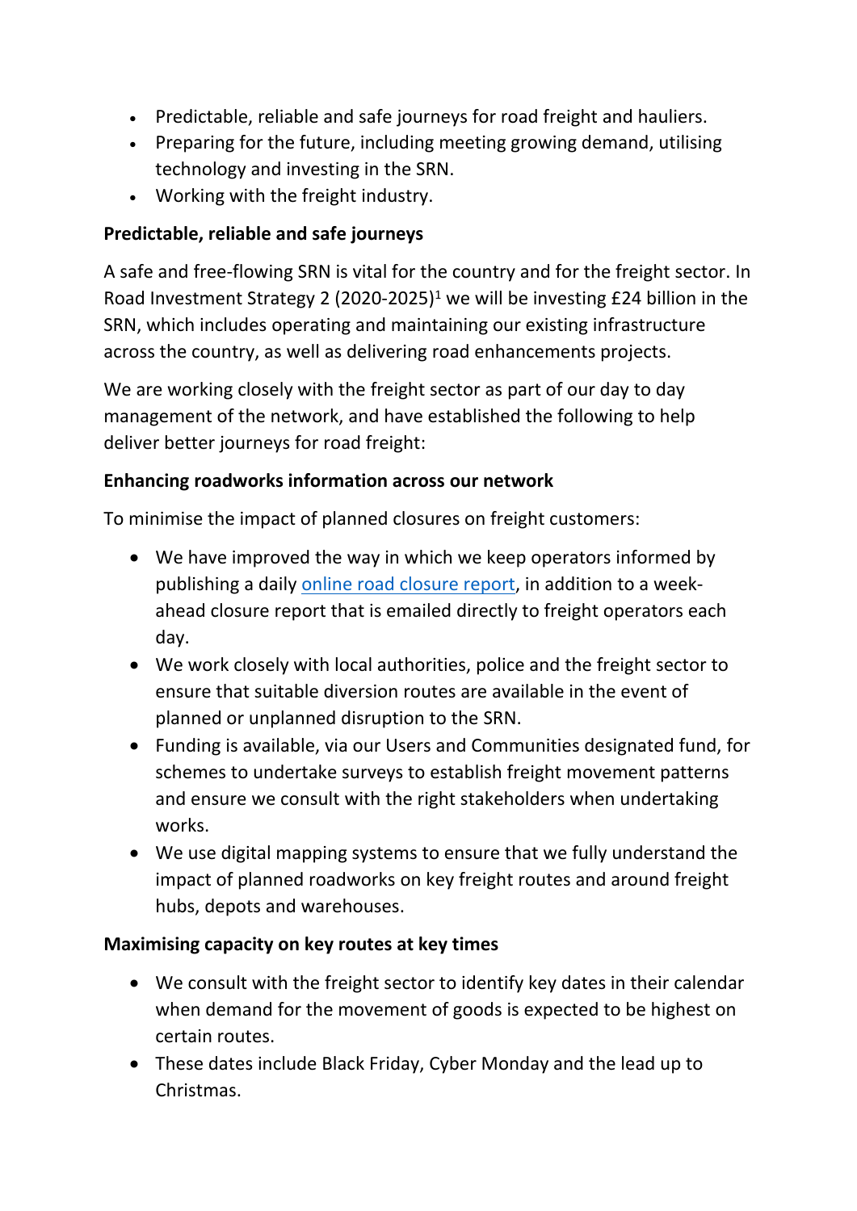- Predictable, reliable and safe journeys for road freight and hauliers.
- Preparing for the future, including meeting growing demand, utilising technology and investing in the SRN.
- Working with the freight industry.

**Predictable, reliable and safe journeys**

A safe and free-flowing SRN is vital for the country and for the freight sector. In Road Investment Strategy 2 (2020-2025)[1] we will be investing £24 billion in the SRN, which includes operating and maintaining our existing infrastructure across the country, as well as delivering road enhancements projects.

We are working closely with the freight sector as part of our day to day management of the network, and have established the following to help deliver better journeys for road freight:

**Enhancing roadworks information across our network**

To minimise the impact of planned closures on freight customers:

- We have improved the way in which we keep operators informed by publishing a daily online road closure report, in addition to a week-ahead closure report that is emailed directly to freight operators each day.
- We work closely with local authorities, police and the freight sector to ensure that suitable diversion routes are available in the event of planned or unplanned disruption to the SRN.
- Funding is available, via our Users and Communities designated fund, for schemes to undertake surveys to establish freight movement patterns and ensure we consult with the right stakeholders when undertaking works.
- We use digital mapping systems to ensure that we fully understand the impact of planned roadworks on key freight routes and around freight hubs, depots and warehouses.

**Maximising capacity on key routes at key times**

- We consult with the freight sector to identify key dates in their calendar when demand for the movement of goods is expected to be highest on certain routes.
- These dates include Black Friday, Cyber Monday and the lead up to Christmas.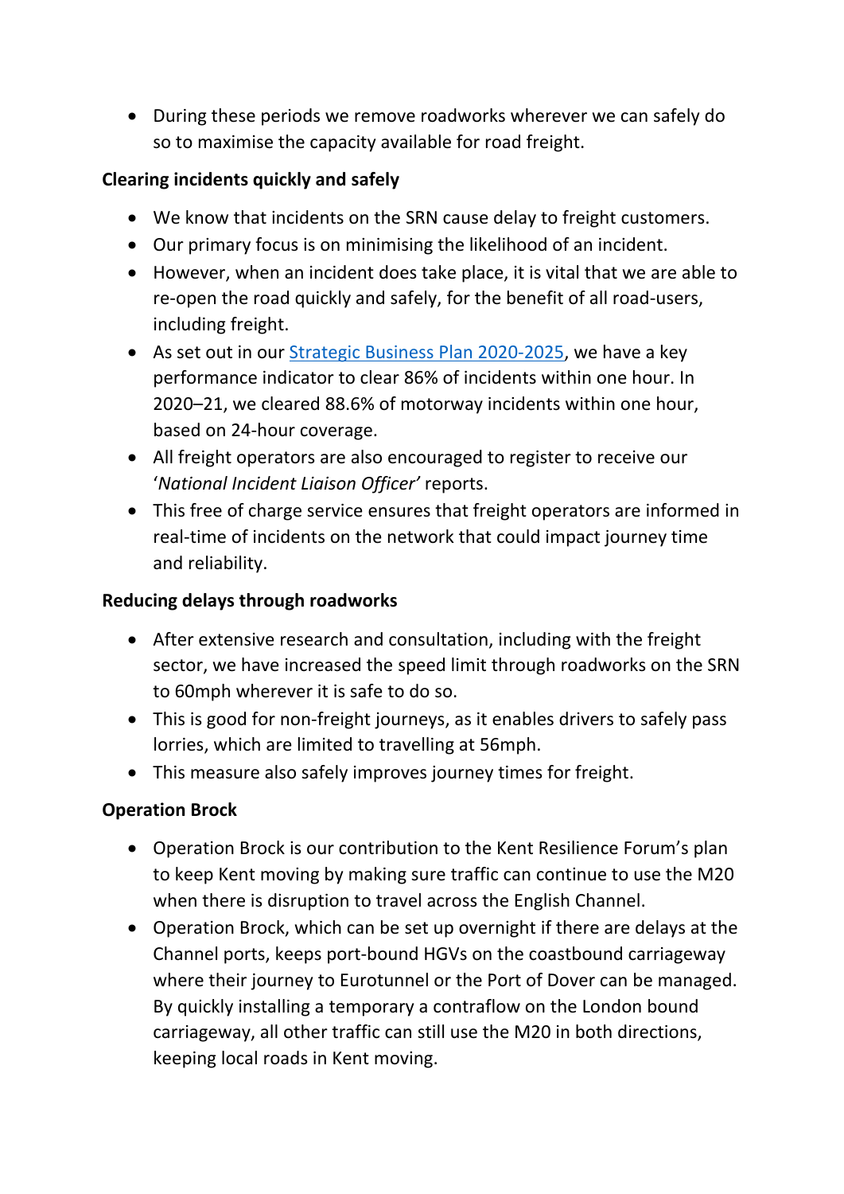- During these periods we remove roadworks wherever we can safely do so to maximise the capacity available for road freight.

**Clearing incidents quickly and safely**

- We know that incidents on the SRN cause delay to freight customers.
- Our primary focus is on minimising the likelihood of an incident.
- However, when an incident does take place, it is vital that we are able to re-open the road quickly and safely, for the benefit of all road-users, including freight.
- As set out in our [Strategic Business Plan 2020-2025](), we have a key performance indicator to clear 86% of incidents within one hour. In 2020–21, we cleared 88.6% of motorway incidents within one hour, based on 24-hour coverage.
- All freight operators are also encouraged to register to receive our '*National Incident Liaison Officer*' reports.
- This free of charge service ensures that freight operators are informed in real-time of incidents on the network that could impact journey time and reliability.

**Reducing delays through roadworks**

- After extensive research and consultation, including with the freight sector, we have increased the speed limit through roadworks on the SRN to 60mph wherever it is safe to do so.
- This is good for non-freight journeys, as it enables drivers to safely pass lorries, which are limited to travelling at 56mph.
- This measure also safely improves journey times for freight.

**Operation Brock**

- Operation Brock is our contribution to the Kent Resilience Forum's plan to keep Kent moving by making sure traffic can continue to use the M20 when there is disruption to travel across the English Channel.
- Operation Brock, which can be set up overnight if there are delays at the Channel ports, keeps port-bound HGVs on the coastbound carriageway where their journey to Eurotunnel or the Port of Dover can be managed. By quickly installing a temporary a contraflow on the London bound carriageway, all other traffic can still use the M20 in both directions, keeping local roads in Kent moving.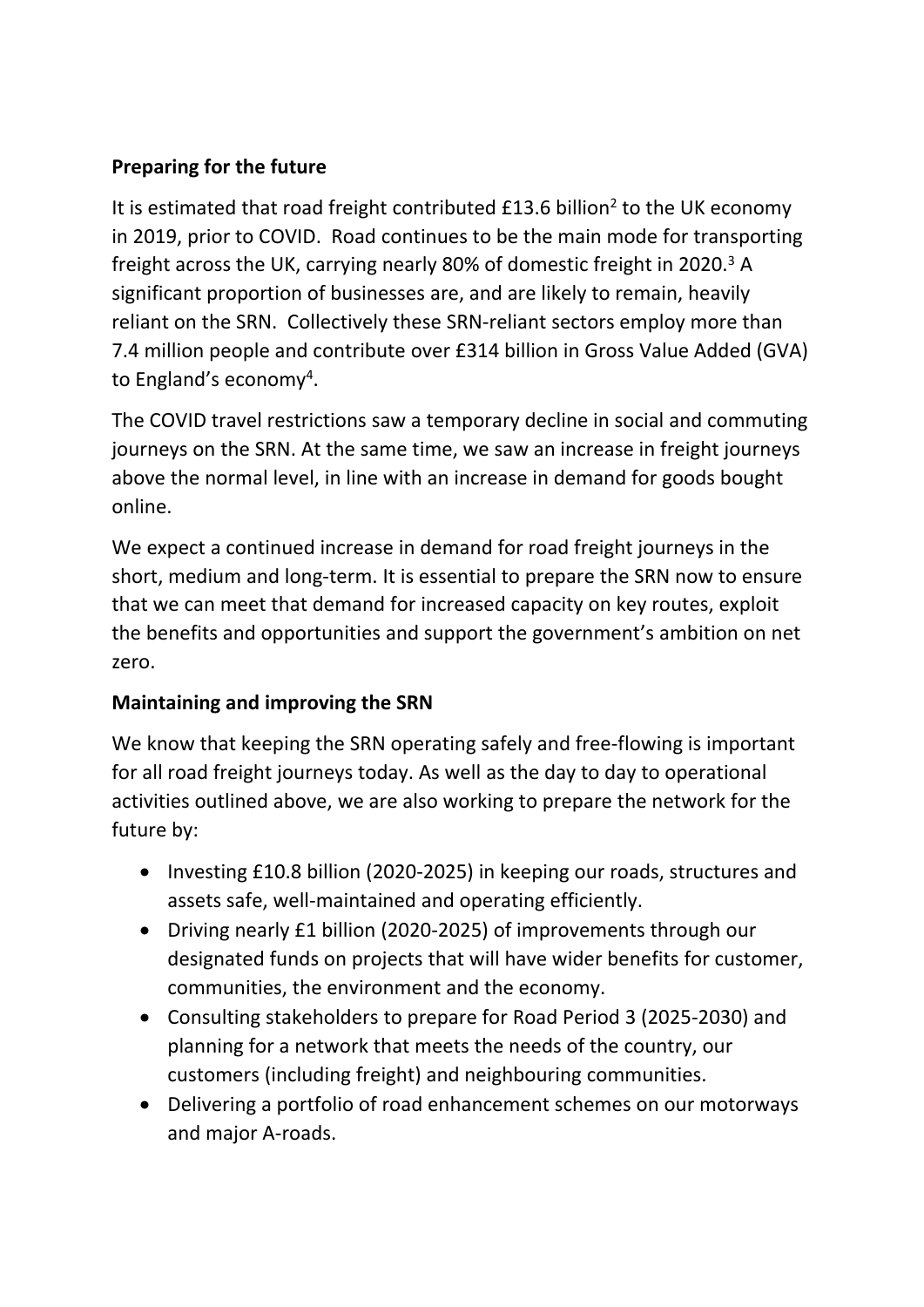**Preparing for the future**

It is estimated that road freight contributed £13.6 billion[2] to the UK economy in 2019, prior to COVID. Road continues to be the main mode for transporting freight across the UK, carrying nearly 80% of domestic freight in 2020.[3] A significant proportion of businesses are, and are likely to remain, heavily reliant on the SRN. Collectively these SRN-reliant sectors employ more than 7.4 million people and contribute over £314 billion in Gross Value Added (GVA) to England's economy[4].

The COVID travel restrictions saw a temporary decline in social and commuting journeys on the SRN. At the same time, we saw an increase in freight journeys above the normal level, in line with an increase in demand for goods bought online.

We expect a continued increase in demand for road freight journeys in the short, medium and long-term. It is essential to prepare the SRN now to ensure that we can meet that demand for increased capacity on key routes, exploit the benefits and opportunities and support the government's ambition on net zero.

**Maintaining and improving the SRN**

We know that keeping the SRN operating safely and free-flowing is important for all road freight journeys today. As well as the day to day to operational activities outlined above, we are also working to prepare the network for the future by:

- Investing £10.8 billion (2020-2025) in keeping our roads, structures and assets safe, well-maintained and operating efficiently.
- Driving nearly £1 billion (2020-2025) of improvements through our designated funds on projects that will have wider benefits for customer, communities, the environment and the economy.
- Consulting stakeholders to prepare for Road Period 3 (2025-2030) and planning for a network that meets the needs of the country, our customers (including freight) and neighbouring communities.
- Delivering a portfolio of road enhancement schemes on our motorways and major A-roads.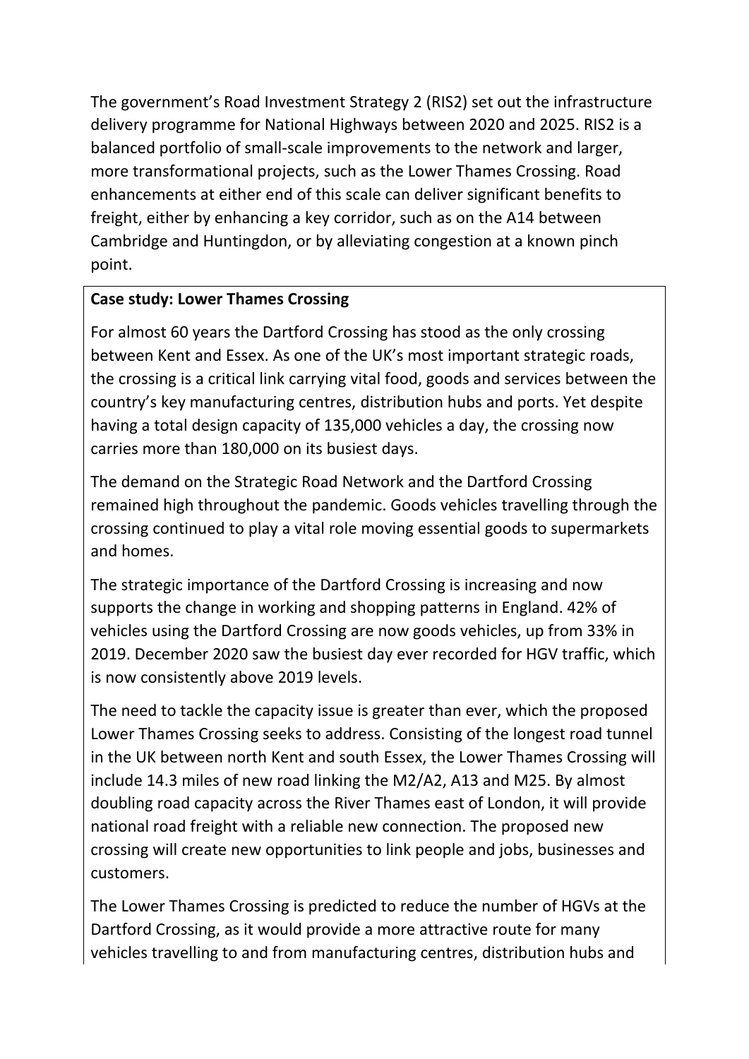The government's Road Investment Strategy 2 (RIS2) set out the infrastructure delivery programme for National Highways between 2020 and 2025. RIS2 is a balanced portfolio of small-scale improvements to the network and larger, more transformational projects, such as the Lower Thames Crossing. Road enhancements at either end of this scale can deliver significant benefits to freight, either by enhancing a key corridor, such as on the A14 between Cambridge and Huntingdon, or by alleviating congestion at a known pinch point.

**Case study: Lower Thames Crossing**

For almost 60 years the Dartford Crossing has stood as the only crossing between Kent and Essex. As one of the UK's most important strategic roads, the crossing is a critical link carrying vital food, goods and services between the country's key manufacturing centres, distribution hubs and ports. Yet despite having a total design capacity of 135,000 vehicles a day, the crossing now carries more than 180,000 on its busiest days.

The demand on the Strategic Road Network and the Dartford Crossing remained high throughout the pandemic. Goods vehicles travelling through the crossing continued to play a vital role moving essential goods to supermarkets and homes.

The strategic importance of the Dartford Crossing is increasing and now supports the change in working and shopping patterns in England. 42% of vehicles using the Dartford Crossing are now goods vehicles, up from 33% in 2019. December 2020 saw the busiest day ever recorded for HGV traffic, which is now consistently above 2019 levels.

The need to tackle the capacity issue is greater than ever, which the proposed Lower Thames Crossing seeks to address. Consisting of the longest road tunnel in the UK between north Kent and south Essex, the Lower Thames Crossing will include 14.3 miles of new road linking the M2/A2, A13 and M25. By almost doubling road capacity across the River Thames east of London, it will provide national road freight with a reliable new connection. The proposed new crossing will create new opportunities to link people and jobs, businesses and customers.

The Lower Thames Crossing is predicted to reduce the number of HGVs at the Dartford Crossing, as it would provide a more attractive route for many vehicles travelling to and from manufacturing centres, distribution hubs and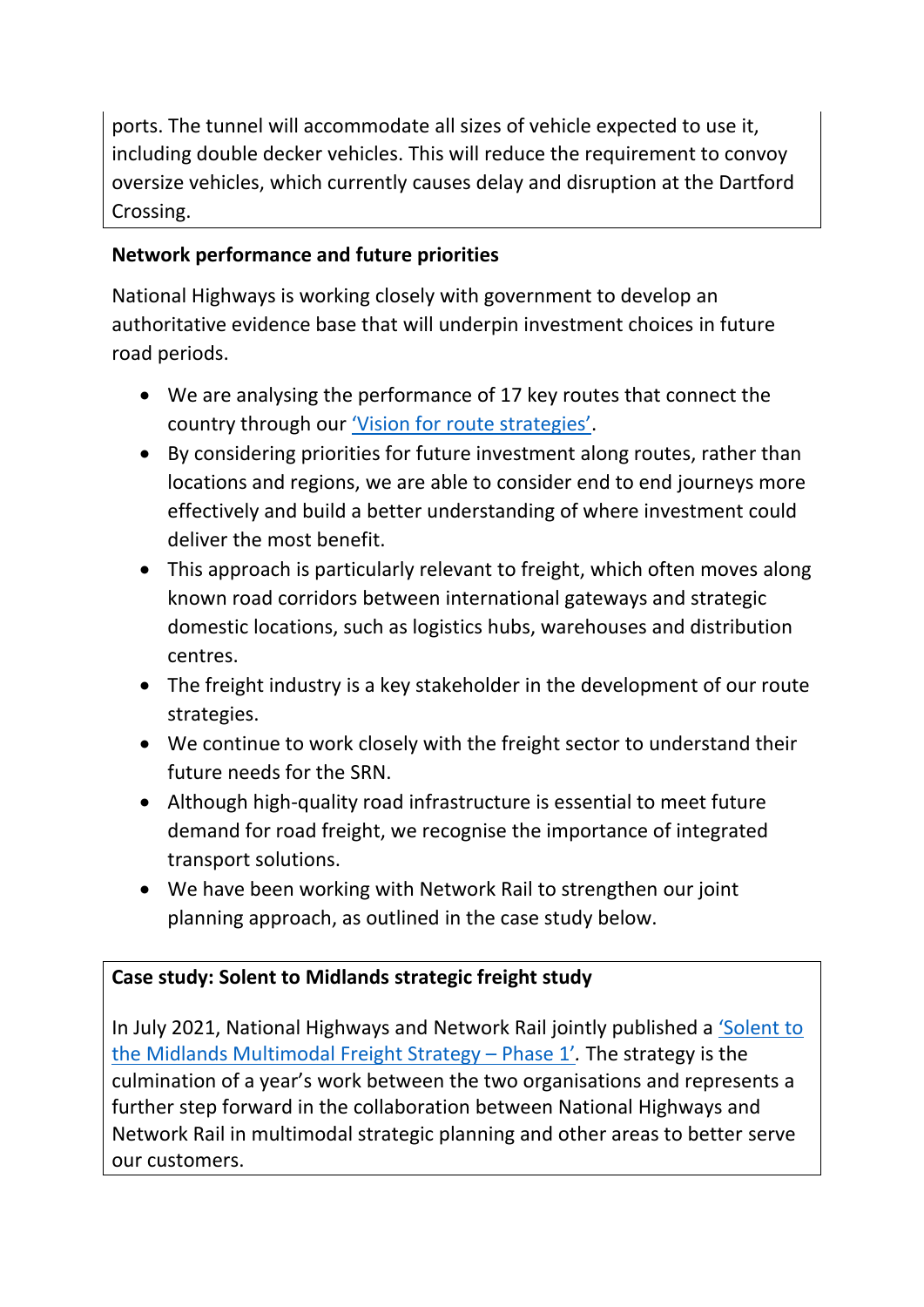ports. The tunnel will accommodate all sizes of vehicle expected to use it, including double decker vehicles. This will reduce the requirement to convoy oversize vehicles, which currently causes delay and disruption at the Dartford Crossing.

**Network performance and future priorities**

National Highways is working closely with government to develop an authoritative evidence base that will underpin investment choices in future road periods.

- We are analysing the performance of 17 key routes that connect the country through our 'Vision for route strategies'.
- By considering priorities for future investment along routes, rather than locations and regions, we are able to consider end to end journeys more effectively and build a better understanding of where investment could deliver the most benefit.
- This approach is particularly relevant to freight, which often moves along known road corridors between international gateways and strategic domestic locations, such as logistics hubs, warehouses and distribution centres.
- The freight industry is a key stakeholder in the development of our route strategies.
- We continue to work closely with the freight sector to understand their future needs for the SRN.
- Although high-quality road infrastructure is essential to meet future demand for road freight, we recognise the importance of integrated transport solutions.
- We have been working with Network Rail to strengthen our joint planning approach, as outlined in the case study below.

**Case study: Solent to Midlands strategic freight study**

In July 2021, National Highways and Network Rail jointly published a 'Solent to the Midlands Multimodal Freight Strategy – Phase 1'. The strategy is the culmination of a year's work between the two organisations and represents a further step forward in the collaboration between National Highways and Network Rail in multimodal strategic planning and other areas to better serve our customers.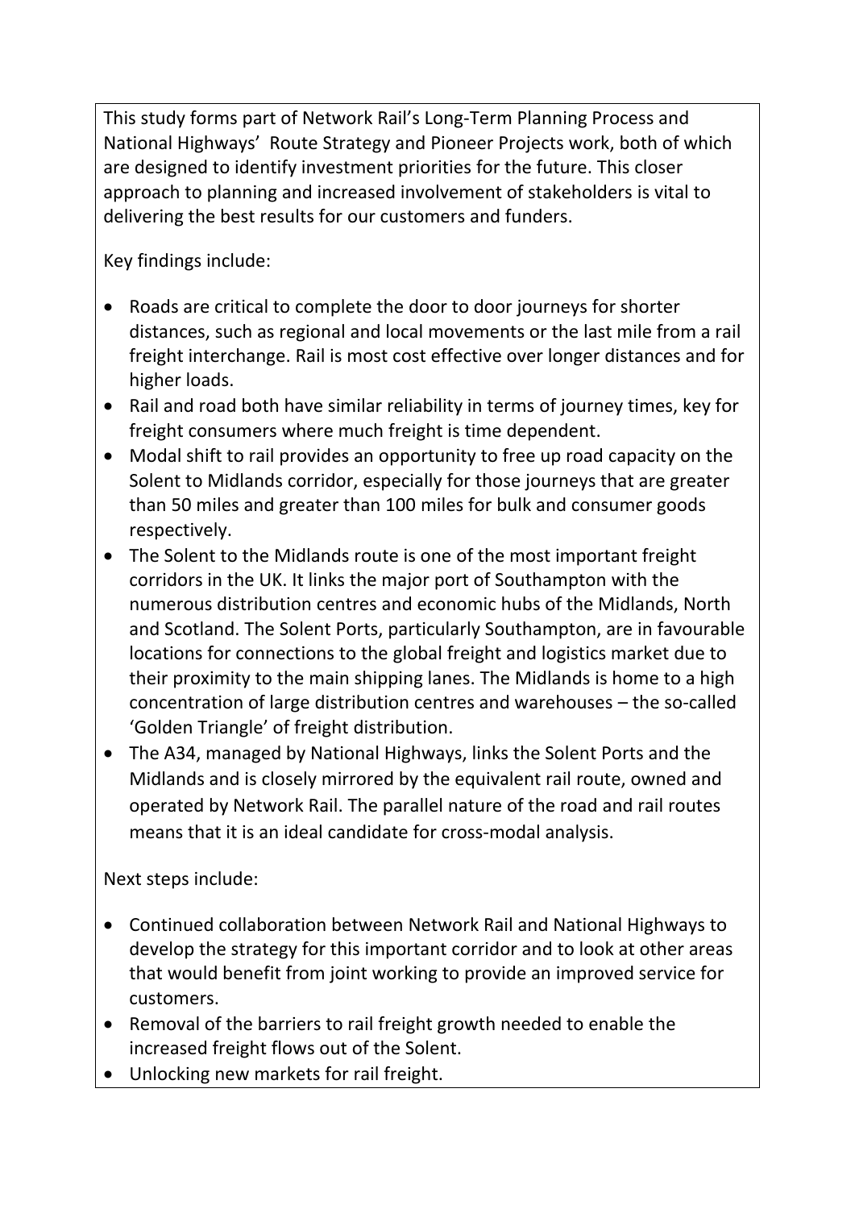This study forms part of Network Rail's Long-Term Planning Process and National Highways' Route Strategy and Pioneer Projects work, both of which are designed to identify investment priorities for the future. This closer approach to planning and increased involvement of stakeholders is vital to delivering the best results for our customers and funders.

Key findings include:

- Roads are critical to complete the door to door journeys for shorter distances, such as regional and local movements or the last mile from a rail freight interchange. Rail is most cost effective over longer distances and for higher loads.
- Rail and road both have similar reliability in terms of journey times, key for freight consumers where much freight is time dependent.
- Modal shift to rail provides an opportunity to free up road capacity on the Solent to Midlands corridor, especially for those journeys that are greater than 50 miles and greater than 100 miles for bulk and consumer goods respectively.
- The Solent to the Midlands route is one of the most important freight corridors in the UK. It links the major port of Southampton with the numerous distribution centres and economic hubs of the Midlands, North and Scotland. The Solent Ports, particularly Southampton, are in favourable locations for connections to the global freight and logistics market due to their proximity to the main shipping lanes. The Midlands is home to a high concentration of large distribution centres and warehouses – the so-called 'Golden Triangle' of freight distribution.
- The A34, managed by National Highways, links the Solent Ports and the Midlands and is closely mirrored by the equivalent rail route, owned and operated by Network Rail. The parallel nature of the road and rail routes means that it is an ideal candidate for cross-modal analysis.

Next steps include:

- Continued collaboration between Network Rail and National Highways to develop the strategy for this important corridor and to look at other areas that would benefit from joint working to provide an improved service for customers.
- Removal of the barriers to rail freight growth needed to enable the increased freight flows out of the Solent.
- Unlocking new markets for rail freight.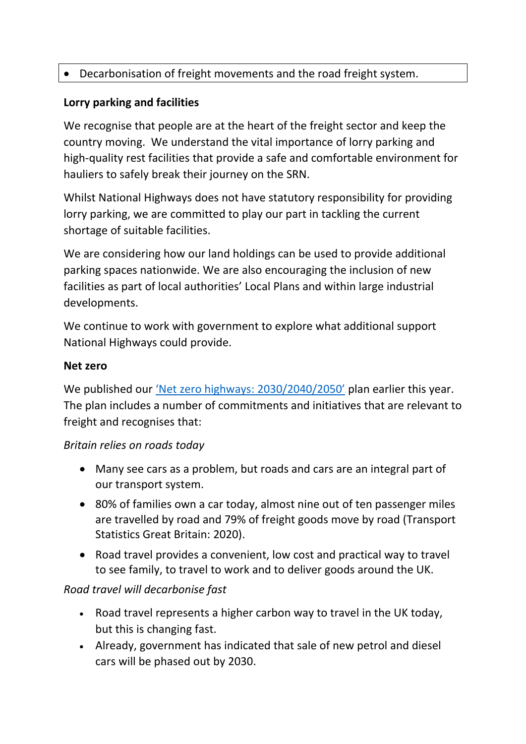- Decarbonisation of freight movements and the road freight system.

**Lorry parking and facilities**

We recognise that people are at the heart of the freight sector and keep the country moving. We understand the vital importance of lorry parking and high-quality rest facilities that provide a safe and comfortable environment for hauliers to safely break their journey on the SRN.

Whilst National Highways does not have statutory responsibility for providing lorry parking, we are committed to play our part in tackling the current shortage of suitable facilities.

We are considering how our land holdings can be used to provide additional parking spaces nationwide. We are also encouraging the inclusion of new facilities as part of local authorities' Local Plans and within large industrial developments.

We continue to work with government to explore what additional support National Highways could provide.

**Net zero**

We published our ['Net zero highways: 2030/2040/2050'] plan earlier this year. The plan includes a number of commitments and initiatives that are relevant to freight and recognises that:

*Britain relies on roads today*

- Many see cars as a problem, but roads and cars are an integral part of our transport system.
- 80% of families own a car today, almost nine out of ten passenger miles are travelled by road and 79% of freight goods move by road (Transport Statistics Great Britain: 2020).
- Road travel provides a convenient, low cost and practical way to travel to see family, to travel to work and to deliver goods around the UK.

*Road travel will decarbonise fast*

- Road travel represents a higher carbon way to travel in the UK today, but this is changing fast.
- Already, government has indicated that sale of new petrol and diesel cars will be phased out by 2030.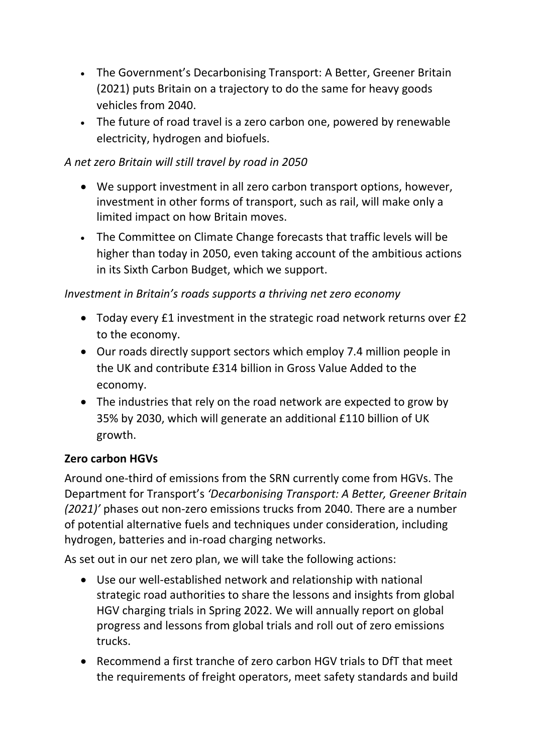- The Government's Decarbonising Transport: A Better, Greener Britain (2021) puts Britain on a trajectory to do the same for heavy goods vehicles from 2040.
- The future of road travel is a zero carbon one, powered by renewable electricity, hydrogen and biofuels.

*A net zero Britain will still travel by road in 2050*

- We support investment in all zero carbon transport options, however, investment in other forms of transport, such as rail, will make only a limited impact on how Britain moves.
- The Committee on Climate Change forecasts that traffic levels will be higher than today in 2050, even taking account of the ambitious actions in its Sixth Carbon Budget, which we support.

*Investment in Britain's roads supports a thriving net zero economy*

- Today every £1 investment in the strategic road network returns over £2 to the economy.
- Our roads directly support sectors which employ 7.4 million people in the UK and contribute £314 billion in Gross Value Added to the economy.
- The industries that rely on the road network are expected to grow by 35% by 2030, which will generate an additional £110 billion of UK growth.

**Zero carbon HGVs**

Around one-third of emissions from the SRN currently come from HGVs. The Department for Transport's *'Decarbonising Transport: A Better, Greener Britain (2021)'* phases out non-zero emissions trucks from 2040. There are a number of potential alternative fuels and techniques under consideration, including hydrogen, batteries and in-road charging networks.

As set out in our net zero plan, we will take the following actions:

- Use our well-established network and relationship with national strategic road authorities to share the lessons and insights from global HGV charging trials in Spring 2022. We will annually report on global progress and lessons from global trials and roll out of zero emissions trucks.
- Recommend a first tranche of zero carbon HGV trials to DfT that meet the requirements of freight operators, meet safety standards and build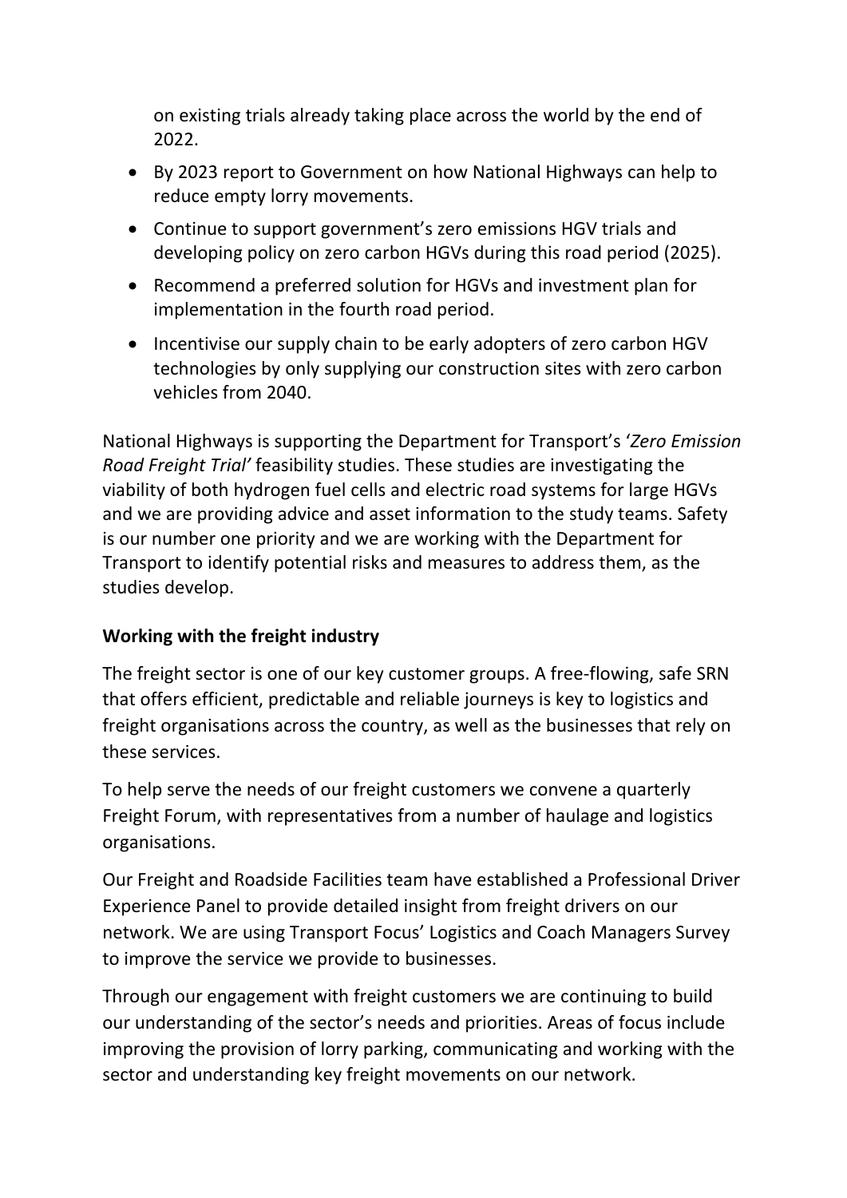on existing trials already taking place across the world by the end of 2022.

- By 2023 report to Government on how National Highways can help to reduce empty lorry movements.
- Continue to support government's zero emissions HGV trials and developing policy on zero carbon HGVs during this road period (2025).
- Recommend a preferred solution for HGVs and investment plan for implementation in the fourth road period.
- Incentivise our supply chain to be early adopters of zero carbon HGV technologies by only supplying our construction sites with zero carbon vehicles from 2040.

National Highways is supporting the Department for Transport's '*Zero Emission Road Freight Trial'* feasibility studies. These studies are investigating the viability of both hydrogen fuel cells and electric road systems for large HGVs and we are providing advice and asset information to the study teams. Safety is our number one priority and we are working with the Department for Transport to identify potential risks and measures to address them, as the studies develop.

**Working with the freight industry**

The freight sector is one of our key customer groups. A free-flowing, safe SRN that offers efficient, predictable and reliable journeys is key to logistics and freight organisations across the country, as well as the businesses that rely on these services.

To help serve the needs of our freight customers we convene a quarterly Freight Forum, with representatives from a number of haulage and logistics organisations.

Our Freight and Roadside Facilities team have established a Professional Driver Experience Panel to provide detailed insight from freight drivers on our network. We are using Transport Focus' Logistics and Coach Managers Survey to improve the service we provide to businesses.

Through our engagement with freight customers we are continuing to build our understanding of the sector's needs and priorities. Areas of focus include improving the provision of lorry parking, communicating and working with the sector and understanding key freight movements on our network.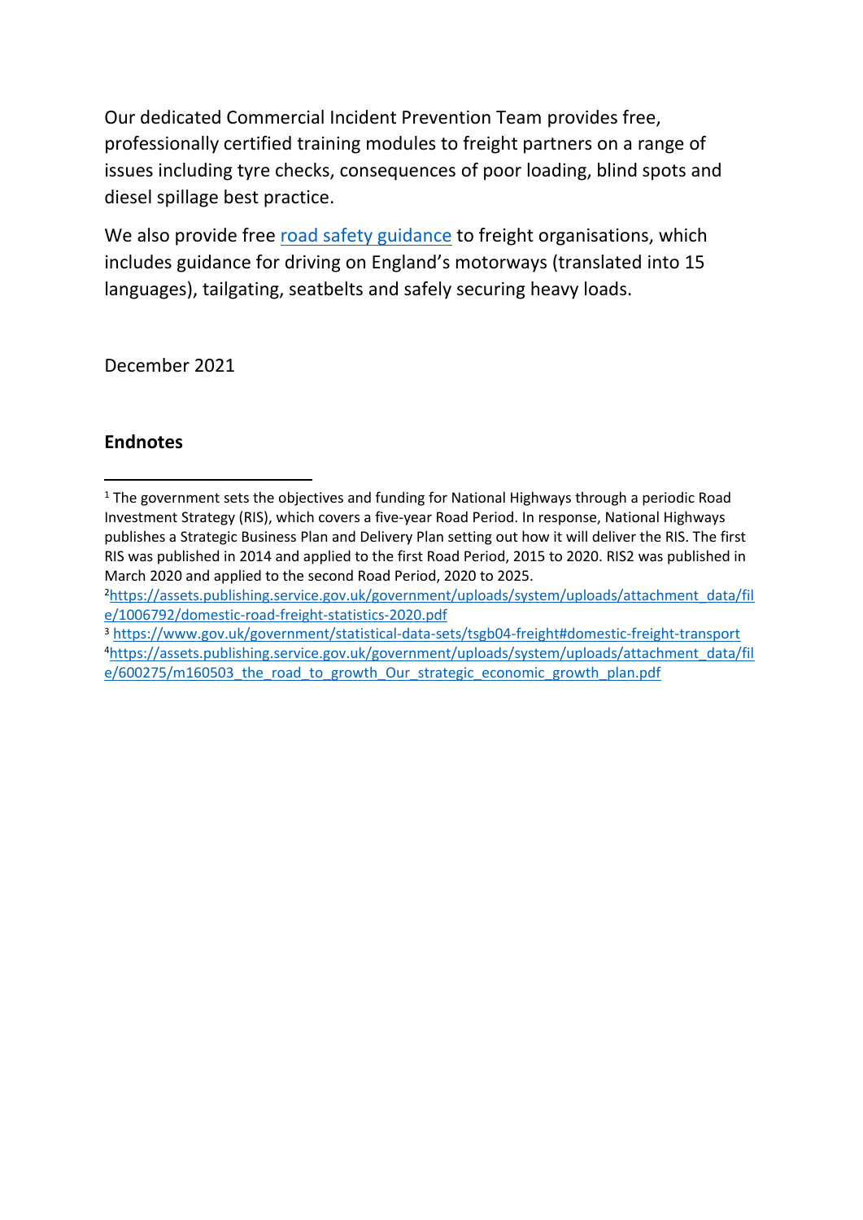Our dedicated Commercial Incident Prevention Team provides free, professionally certified training modules to freight partners on a range of issues including tyre checks, consequences of poor loading, blind spots and diesel spillage best practice.

We also provide free road safety guidance to freight organisations, which includes guidance for driving on England's motorways (translated into 15 languages), tailgating, seatbelts and safely securing heavy loads.

December 2021

**Endnotes**

[1] The government sets the objectives and funding for National Highways through a periodic Road Investment Strategy (RIS), which covers a five-year Road Period. In response, National Highways publishes a Strategic Business Plan and Delivery Plan setting out how it will deliver the RIS. The first RIS was published in 2014 and applied to the first Road Period, 2015 to 2020. RIS2 was published in March 2020 and applied to the second Road Period, 2020 to 2025.

[2] https://assets.publishing.service.gov.uk/government/uploads/system/uploads/attachment_data/file/1006792/domestic-road-freight-statistics-2020.pdf

[3] https://www.gov.uk/government/statistical-data-sets/tsgb04-freight#domestic-freight-transport

[4] https://assets.publishing.service.gov.uk/government/uploads/system/uploads/attachment_data/file/600275/m160503_the_road_to_growth_Our_strategic_economic_growth_plan.pdf